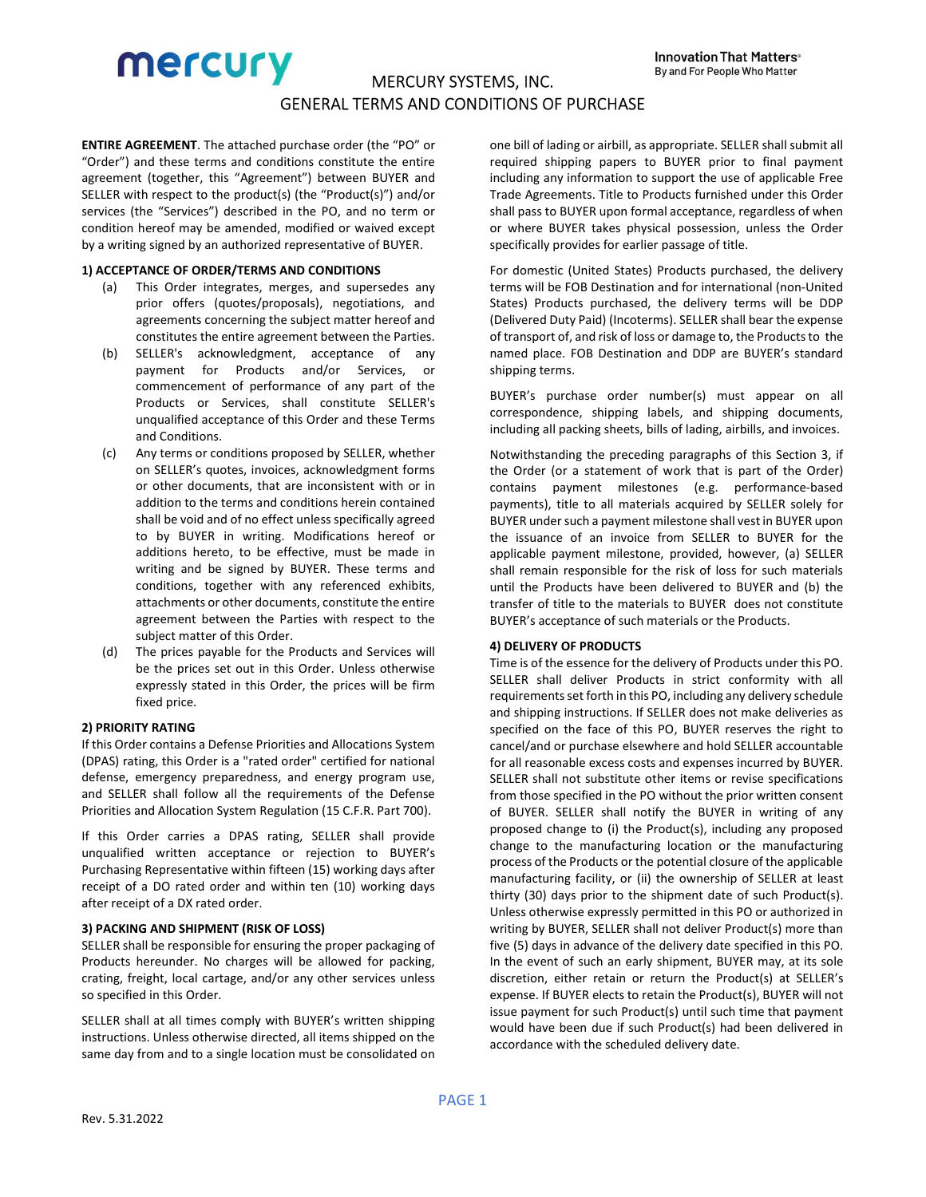# MERCURY SYSTEMS, INC.

## GENERAL TERMS AND CONDITIONS OF PURCHASE

**ENTIRE AGREEMENT**. The attached purchase order (the "PO" or "Order") and these terms and conditions constitute the entire agreement (together, this "Agreement") between BUYER and SELLER with respect to the product(s) (the "Product(s)") and/or services (the "Services") described in the PO, and no term or condition hereof may be amended, modified or waived except by a writing signed by an authorized representative of BUYER.

### 1) ACCEPTANCE OF ORDER/TERMS AND CONDITIONS

(a) This Order integrates, merges, and supersedes any prior offers (quotes/proposals), negotiations, and agreements concerning the subject matter hereof and constitutes the entire agreement between the Parties.

(b) SELLER's acknowledgment, acceptance of any payment for Products and/or Services, or commencement of performance of any part of the Products or Services, shall constitute SELLER's unqualified acceptance of this Order and these Terms and Conditions.

(c) Any terms or conditions proposed by SELLER, whether on SELLER's quotes, invoices, acknowledgment forms or other documents, that are inconsistent with or in addition to the terms and conditions herein contained shall be void and of no effect unless specifically agreed to by BUYER in writing. Modifications hereof or additions hereto, to be effective, must be made in writing and be signed by BUYER. These terms and conditions, together with any referenced exhibits, attachments or other documents, constitute the entire agreement between the Parties with respect to the subject matter of this Order.

(d) The prices payable for the Products and Services will be the prices set out in this Order. Unless otherwise expressly stated in this Order, the prices will be firm fixed price.

### 2) PRIORITY RATING

If this Order contains a Defense Priorities and Allocations System (DPAS) rating, this Order is a "rated order" certified for national defense, emergency preparedness, and energy program use, and SELLER shall follow all the requirements of the Defense Priorities and Allocation System Regulation (15 C.F.R. Part 700).

If this Order carries a DPAS rating, SELLER shall provide unqualified written acceptance or rejection to BUYER's Purchasing Representative within fifteen (15) working days after receipt of a DO rated order and within ten (10) working days after receipt of a DX rated order.

### 3) PACKING AND SHIPMENT (RISK OF LOSS)

SELLER shall be responsible for ensuring the proper packaging of Products hereunder. No charges will be allowed for packing, crating, freight, local cartage, and/or any other services unless so specified in this Order.

SELLER shall at all times comply with BUYER's written shipping instructions. Unless otherwise directed, all items shipped on the same day from and to a single location must be consolidated on one bill of lading or airbill, as appropriate. SELLER shall submit all required shipping papers to BUYER prior to final payment including any information to support the use of applicable Free Trade Agreements. Title to Products furnished under this Order shall pass to BUYER upon formal acceptance, regardless of when or where BUYER takes physical possession, unless the Order specifically provides for earlier passage of title.

For domestic (United States) Products purchased, the delivery terms will be FOB Destination and for international (non-United States) Products purchased, the delivery terms will be DDP (Delivered Duty Paid) (Incoterms). SELLER shall bear the expense of transport of, and risk of loss or damage to, the Products to the named place. FOB Destination and DDP are BUYER's standard shipping terms.

BUYER's purchase order number(s) must appear on all correspondence, shipping labels, and shipping documents, including all packing sheets, bills of lading, airbills, and invoices.

Notwithstanding the preceding paragraphs of this Section 3, if the Order (or a statement of work that is part of the Order) contains payment milestones (e.g. performance-based payments), title to all materials acquired by SELLER solely for BUYER under such a payment milestone shall vest in BUYER upon the issuance of an invoice from SELLER to BUYER for the applicable payment milestone, provided, however, (a) SELLER shall remain responsible for the risk of loss for such materials until the Products have been delivered to BUYER and (b) the transfer of title to the materials to BUYER does not constitute BUYER's acceptance of such materials or the Products.

### 4) DELIVERY OF PRODUCTS

Time is of the essence for the delivery of Products under this PO. SELLER shall deliver Products in strict conformity with all requirements set forth in this PO, including any delivery schedule and shipping instructions. If SELLER does not make deliveries as specified on the face of this PO, BUYER reserves the right to cancel/and or purchase elsewhere and hold SELLER accountable for all reasonable excess costs and expenses incurred by BUYER. SELLER shall not substitute other items or revise specifications from those specified in the PO without the prior written consent of BUYER. SELLER shall notify the BUYER in writing of any proposed change to (i) the Product(s), including any proposed change to the manufacturing location or the manufacturing process of the Products or the potential closure of the applicable manufacturing facility, or (ii) the ownership of SELLER at least thirty (30) days prior to the shipment date of such Product(s). Unless otherwise expressly permitted in this PO or authorized in writing by BUYER, SELLER shall not deliver Product(s) more than five (5) days in advance of the delivery date specified in this PO. In the event of such an early shipment, BUYER may, at its sole discretion, either retain or return the Product(s) at SELLER's expense. If BUYER elects to retain the Product(s), BUYER will not issue payment for such Product(s) until such time that payment would have been due if such Product(s) had been delivered in accordance with the scheduled delivery date.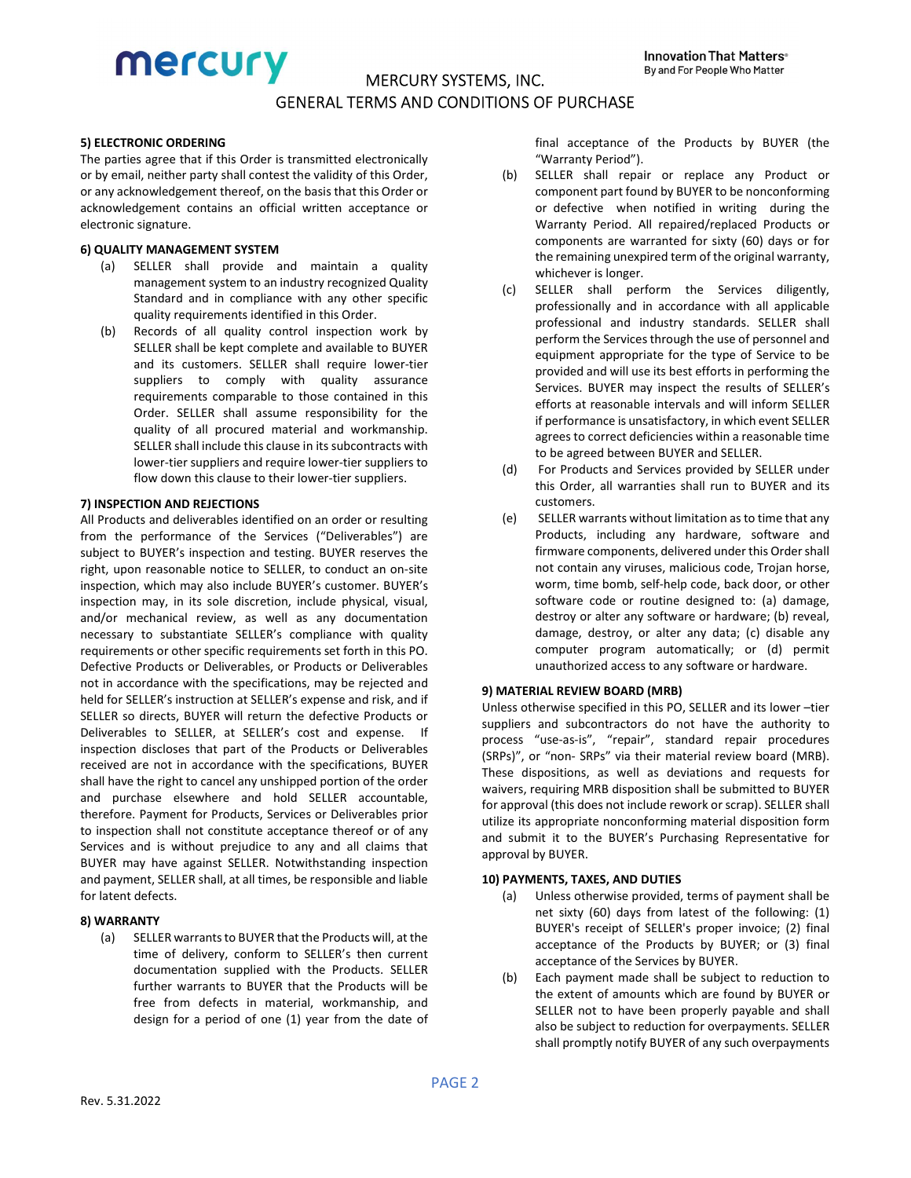#### 5) ELECTRONIC ORDERING

The parties agree that if this Order is transmitted electronically or by email, neither party shall contest the validity of this Order, or any acknowledgement thereof, on the basis that this Order or acknowledgement contains an official written acceptance or electronic signature.

#### 6) QUALITY MANAGEMENT SYSTEM

(a) SELLER shall provide and maintain a quality management system to an industry recognized Quality Standard and in compliance with any other specific quality requirements identified in this Order.

(b) Records of all quality control inspection work by SELLER shall be kept complete and available to BUYER and its customers. SELLER shall require lower-tier suppliers to comply with quality assurance requirements comparable to those contained in this Order. SELLER shall assume responsibility for the quality of all procured material and workmanship. SELLER shall include this clause in its subcontracts with lower-tier suppliers and require lower-tier suppliers to flow down this clause to their lower-tier suppliers.

#### 7) INSPECTION AND REJECTIONS

All Products and deliverables identified on an order or resulting from the performance of the Services ("Deliverables") are subject to BUYER's inspection and testing. BUYER reserves the right, upon reasonable notice to SELLER, to conduct an on-site inspection, which may also include BUYER's customer. BUYER's inspection may, in its sole discretion, include physical, visual, and/or mechanical review, as well as any documentation necessary to substantiate SELLER's compliance with quality requirements or other specific requirements set forth in this PO. Defective Products or Deliverables, or Products or Deliverables not in accordance with the specifications, may be rejected and held for SELLER's instruction at SELLER's expense and risk, and if SELLER so directs, BUYER will return the defective Products or Deliverables to SELLER, at SELLER's cost and expense. If inspection discloses that part of the Products or Deliverables received are not in accordance with the specifications, BUYER shall have the right to cancel any unshipped portion of the order and purchase elsewhere and hold SELLER accountable, therefore. Payment for Products, Services or Deliverables prior to inspection shall not constitute acceptance thereof or of any Services and is without prejudice to any and all claims that BUYER may have against SELLER. Notwithstanding inspection and payment, SELLER shall, at all times, be responsible and liable for latent defects.

#### 8) WARRANTY

(a) SELLER warrants to BUYER that the Products will, at the time of delivery, conform to SELLER's then current documentation supplied with the Products. SELLER further warrants to BUYER that the Products will be free from defects in material, workmanship, and design for a period of one (1) year from the date of final acceptance of the Products by BUYER (the "Warranty Period").

(b) SELLER shall repair or replace any Product or component part found by BUYER to be nonconforming or defective when notified in writing during the Warranty Period. All repaired/replaced Products or components are warranted for sixty (60) days or for the remaining unexpired term of the original warranty, whichever is longer.

(c) SELLER shall perform the Services diligently, professionally and in accordance with all applicable professional and industry standards. SELLER shall perform the Services through the use of personnel and equipment appropriate for the type of Service to be provided and will use its best efforts in performing the Services. BUYER may inspect the results of SELLER's efforts at reasonable intervals and will inform SELLER if performance is unsatisfactory, in which event SELLER agrees to correct deficiencies within a reasonable time to be agreed between BUYER and SELLER.

(d) For Products and Services provided by SELLER under this Order, all warranties shall run to BUYER and its customers.

(e) SELLER warrants without limitation as to time that any Products, including any hardware, software and firmware components, delivered under this Order shall not contain any viruses, malicious code, Trojan horse, worm, time bomb, self-help code, back door, or other software code or routine designed to: (a) damage, destroy or alter any software or hardware; (b) reveal, damage, destroy, or alter any data; (c) disable any computer program automatically; or (d) permit unauthorized access to any software or hardware.

#### 9) MATERIAL REVIEW BOARD (MRB)

Unless otherwise specified in this PO, SELLER and its lower –tier suppliers and subcontractors do not have the authority to process "use-as-is", "repair", standard repair procedures (SRPs)", or "non- SRPs" via their material review board (MRB). These dispositions, as well as deviations and requests for waivers, requiring MRB disposition shall be submitted to BUYER for approval (this does not include rework or scrap). SELLER shall utilize its appropriate nonconforming material disposition form and submit it to the BUYER's Purchasing Representative for approval by BUYER.

#### 10) PAYMENTS, TAXES, AND DUTIES

(a) Unless otherwise provided, terms of payment shall be net sixty (60) days from latest of the following: (1) BUYER's receipt of SELLER's proper invoice; (2) final acceptance of the Products by BUYER; or (3) final acceptance of the Services by BUYER.

(b) Each payment made shall be subject to reduction to the extent of amounts which are found by BUYER or SELLER not to have been properly payable and shall also be subject to reduction for overpayments. SELLER shall promptly notify BUYER of any such overpayments

Rev. 5.31.2022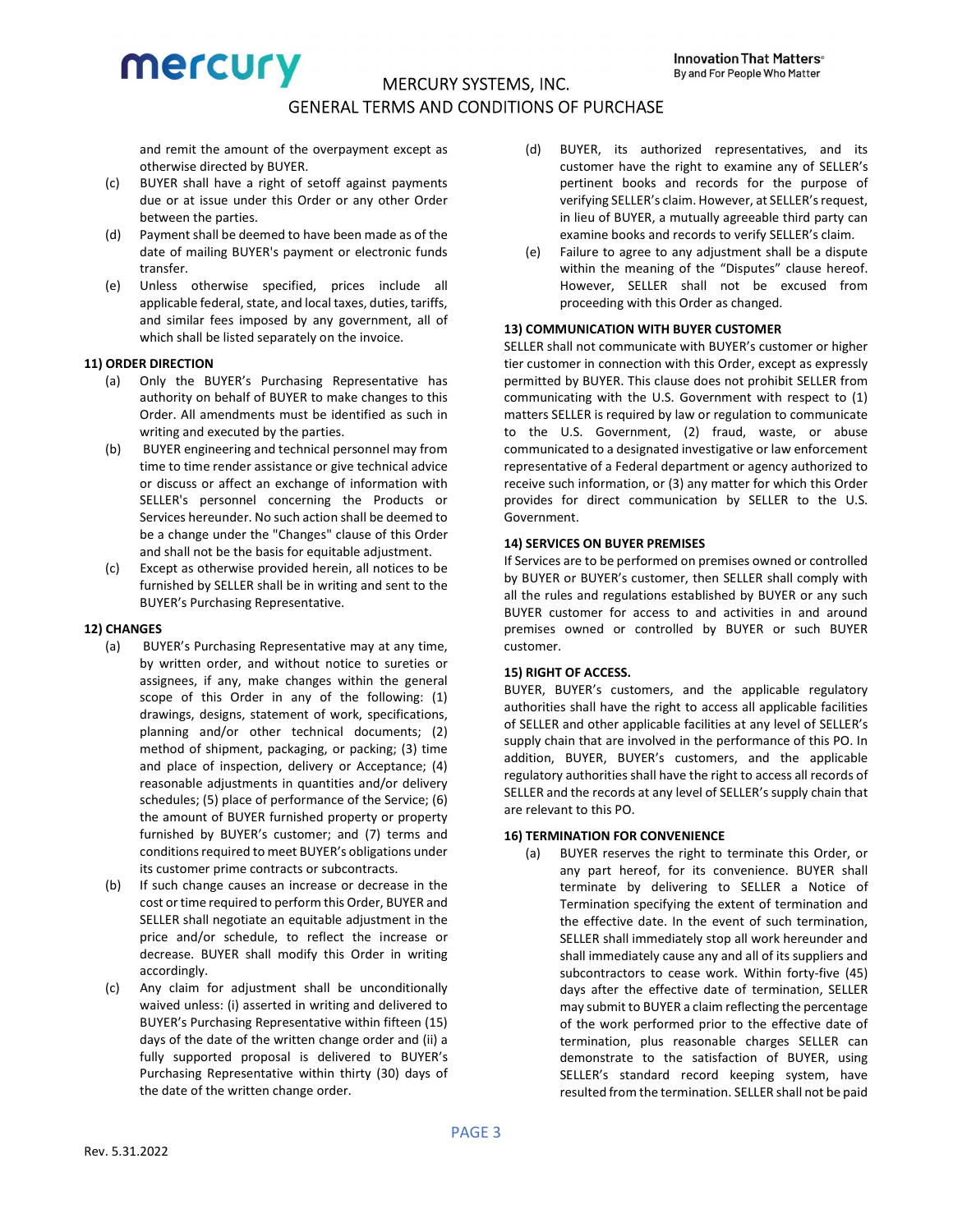and remit the amount of the overpayment except as otherwise directed by BUYER.

(c) BUYER shall have a right of setoff against payments due or at issue under this Order or any other Order between the parties.

(d) Payment shall be deemed to have been made as of the date of mailing BUYER's payment or electronic funds transfer.

(e) Unless otherwise specified, prices include all applicable federal, state, and local taxes, duties, tariffs, and similar fees imposed by any government, all of which shall be listed separately on the invoice.

**11) ORDER DIRECTION**

(a) Only the BUYER's Purchasing Representative has authority on behalf of BUYER to make changes to this Order. All amendments must be identified as such in writing and executed by the parties.

(b) BUYER engineering and technical personnel may from time to time render assistance or give technical advice or discuss or affect an exchange of information with SELLER's personnel concerning the Products or Services hereunder. No such action shall be deemed to be a change under the "Changes" clause of this Order and shall not be the basis for equitable adjustment.

(c) Except as otherwise provided herein, all notices to be furnished by SELLER shall be in writing and sent to the BUYER's Purchasing Representative.

**12) CHANGES**

(a) BUYER's Purchasing Representative may at any time, by written order, and without notice to sureties or assignees, if any, make changes within the general scope of this Order in any of the following: (1) drawings, designs, statement of work, specifications, planning and/or other technical documents; (2) method of shipment, packaging, or packing; (3) time and place of inspection, delivery or Acceptance; (4) reasonable adjustments in quantities and/or delivery schedules; (5) place of performance of the Service; (6) the amount of BUYER furnished property or property furnished by BUYER's customer; and (7) terms and conditions required to meet BUYER's obligations under its customer prime contracts or subcontracts.

(b) If such change causes an increase or decrease in the cost or time required to perform this Order, BUYER and SELLER shall negotiate an equitable adjustment in the price and/or schedule, to reflect the increase or decrease. BUYER shall modify this Order in writing accordingly.

(c) Any claim for adjustment shall be unconditionally waived unless: (i) asserted in writing and delivered to BUYER's Purchasing Representative within fifteen (15) days of the date of the written change order and (ii) a fully supported proposal is delivered to BUYER's Purchasing Representative within thirty (30) days of the date of the written change order.

(d) BUYER, its authorized representatives, and its customer have the right to examine any of SELLER's pertinent books and records for the purpose of verifying SELLER's claim. However, at SELLER's request, in lieu of BUYER, a mutually agreeable third party can examine books and records to verify SELLER's claim.

(e) Failure to agree to any adjustment shall be a dispute within the meaning of the "Disputes" clause hereof. However, SELLER shall not be excused from proceeding with this Order as changed.

**13) COMMUNICATION WITH BUYER CUSTOMER**

SELLER shall not communicate with BUYER's customer or higher tier customer in connection with this Order, except as expressly permitted by BUYER. This clause does not prohibit SELLER from communicating with the U.S. Government with respect to (1) matters SELLER is required by law or regulation to communicate to the U.S. Government, (2) fraud, waste, or abuse communicated to a designated investigative or law enforcement representative of a Federal department or agency authorized to receive such information, or (3) any matter for which this Order provides for direct communication by SELLER to the U.S. Government.

**14) SERVICES ON BUYER PREMISES**

If Services are to be performed on premises owned or controlled by BUYER or BUYER's customer, then SELLER shall comply with all the rules and regulations established by BUYER or any such BUYER customer for access to and activities in and around premises owned or controlled by BUYER or such BUYER customer.

**15) RIGHT OF ACCESS.**

BUYER, BUYER's customers, and the applicable regulatory authorities shall have the right to access all applicable facilities of SELLER and other applicable facilities at any level of SELLER's supply chain that are involved in the performance of this PO. In addition, BUYER, BUYER's customers, and the applicable regulatory authorities shall have the right to access all records of SELLER and the records at any level of SELLER's supply chain that are relevant to this PO.

**16) TERMINATION FOR CONVENIENCE**

(a) BUYER reserves the right to terminate this Order, or any part hereof, for its convenience. BUYER shall terminate by delivering to SELLER a Notice of Termination specifying the extent of termination and the effective date. In the event of such termination, SELLER shall immediately stop all work hereunder and shall immediately cause any and all of its suppliers and subcontractors to cease work. Within forty-five (45) days after the effective date of termination, SELLER may submit to BUYER a claim reflecting the percentage of the work performed prior to the effective date of termination, plus reasonable charges SELLER can demonstrate to the satisfaction of BUYER, using SELLER's standard record keeping system, have resulted from the termination. SELLER shall not be paid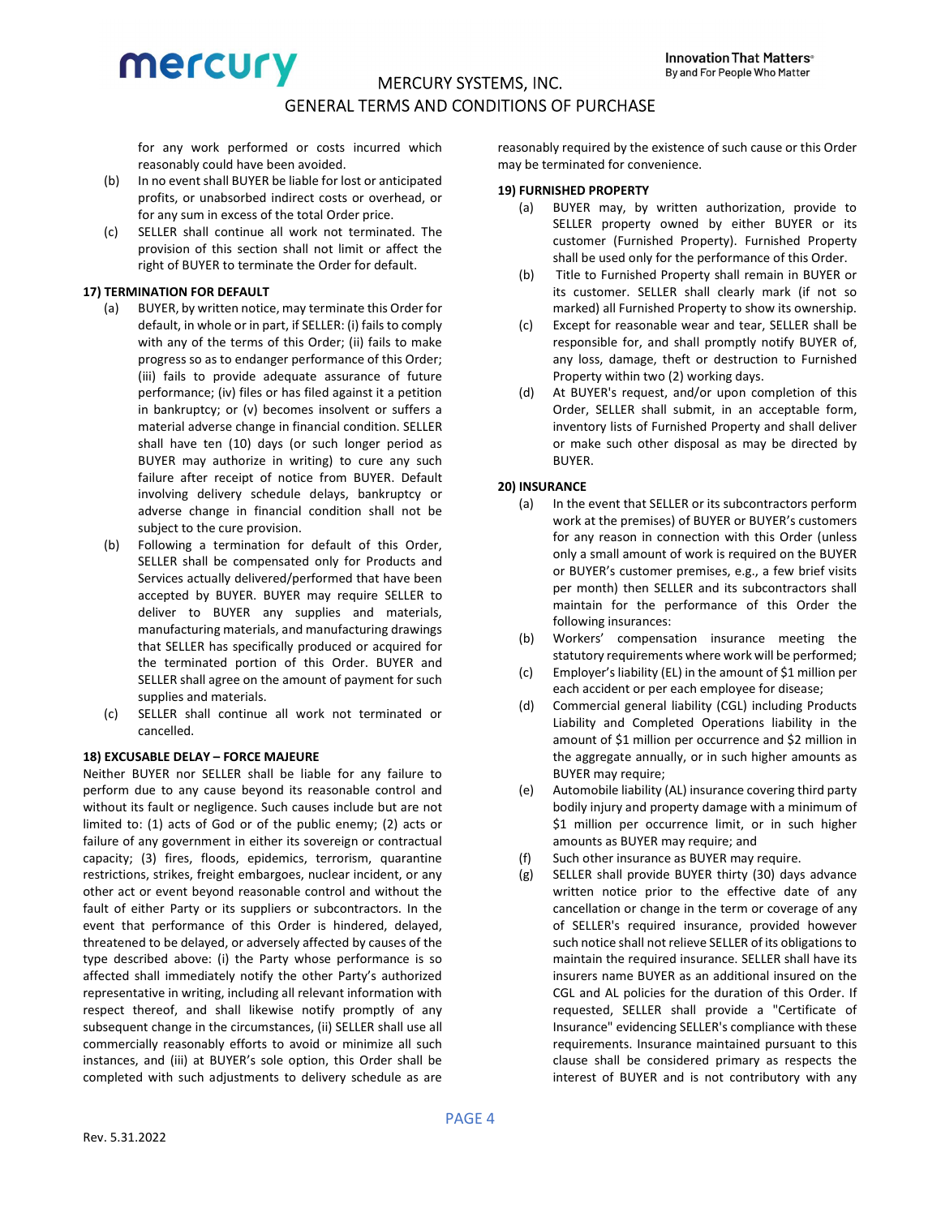for any work performed or costs incurred which reasonably could have been avoided.

(b) In no event shall BUYER be liable for lost or anticipated profits, or unabsorbed indirect costs or overhead, or for any sum in excess of the total Order price.

(c) SELLER shall continue all work not terminated. The provision of this section shall not limit or affect the right of BUYER to terminate the Order for default.

**17) TERMINATION FOR DEFAULT**

(a) BUYER, by written notice, may terminate this Order for default, in whole or in part, if SELLER: (i) fails to comply with any of the terms of this Order; (ii) fails to make progress so as to endanger performance of this Order; (iii) fails to provide adequate assurance of future performance; (iv) files or has filed against it a petition in bankruptcy; or (v) becomes insolvent or suffers a material adverse change in financial condition. SELLER shall have ten (10) days (or such longer period as BUYER may authorize in writing) to cure any such failure after receipt of notice from BUYER. Default involving delivery schedule delays, bankruptcy or adverse change in financial condition shall not be subject to the cure provision.

(b) Following a termination for default of this Order, SELLER shall be compensated only for Products and Services actually delivered/performed that have been accepted by BUYER. BUYER may require SELLER to deliver to BUYER any supplies and materials, manufacturing materials, and manufacturing drawings that SELLER has specifically produced or acquired for the terminated portion of this Order. BUYER and SELLER shall agree on the amount of payment for such supplies and materials.

(c) SELLER shall continue all work not terminated or cancelled.

**18) EXCUSABLE DELAY – FORCE MAJEURE**

Neither BUYER nor SELLER shall be liable for any failure to perform due to any cause beyond its reasonable control and without its fault or negligence. Such causes include but are not limited to: (1) acts of God or of the public enemy; (2) acts or failure of any government in either its sovereign or contractual capacity; (3) fires, floods, epidemics, terrorism, quarantine restrictions, strikes, freight embargoes, nuclear incident, or any other act or event beyond reasonable control and without the fault of either Party or its suppliers or subcontractors. In the event that performance of this Order is hindered, delayed, threatened to be delayed, or adversely affected by causes of the type described above: (i) the Party whose performance is so affected shall immediately notify the other Party's authorized representative in writing, including all relevant information with respect thereof, and shall likewise notify promptly of any subsequent change in the circumstances, (ii) SELLER shall use all commercially reasonably efforts to avoid or minimize all such instances, and (iii) at BUYER's sole option, this Order shall be completed with such adjustments to delivery schedule as are reasonably required by the existence of such cause or this Order may be terminated for convenience.

**19) FURNISHED PROPERTY**

(a) BUYER may, by written authorization, provide to SELLER property owned by either BUYER or its customer (Furnished Property). Furnished Property shall be used only for the performance of this Order.

(b) Title to Furnished Property shall remain in BUYER or its customer. SELLER shall clearly mark (if not so marked) all Furnished Property to show its ownership.

(c) Except for reasonable wear and tear, SELLER shall be responsible for, and shall promptly notify BUYER of, any loss, damage, theft or destruction to Furnished Property within two (2) working days.

(d) At BUYER's request, and/or upon completion of this Order, SELLER shall submit, in an acceptable form, inventory lists of Furnished Property and shall deliver or make such other disposal as may be directed by BUYER.

**20) INSURANCE**

(a) In the event that SELLER or its subcontractors perform work at the premises) of BUYER or BUYER's customers for any reason in connection with this Order (unless only a small amount of work is required on the BUYER or BUYER's customer premises, e.g., a few brief visits per month) then SELLER and its subcontractors shall maintain for the performance of this Order the following insurances:

(b) Workers' compensation insurance meeting the statutory requirements where work will be performed;

(c) Employer's liability (EL) in the amount of $1 million per each accident or per each employee for disease;

(d) Commercial general liability (CGL) including Products Liability and Completed Operations liability in the amount of $1 million per occurrence and $2 million in the aggregate annually, or in such higher amounts as BUYER may require;

(e) Automobile liability (AL) insurance covering third party bodily injury and property damage with a minimum of $1 million per occurrence limit, or in such higher amounts as BUYER may require; and

(f) Such other insurance as BUYER may require.

(g) SELLER shall provide BUYER thirty (30) days advance written notice prior to the effective date of any cancellation or change in the term or coverage of any of SELLER's required insurance, provided however such notice shall not relieve SELLER of its obligations to maintain the required insurance. SELLER shall have its insurers name BUYER as an additional insured on the CGL and AL policies for the duration of this Order. If requested, SELLER shall provide a "Certificate of Insurance" evidencing SELLER's compliance with these requirements. Insurance maintained pursuant to this clause shall be considered primary as respects the interest of BUYER and is not contributory with any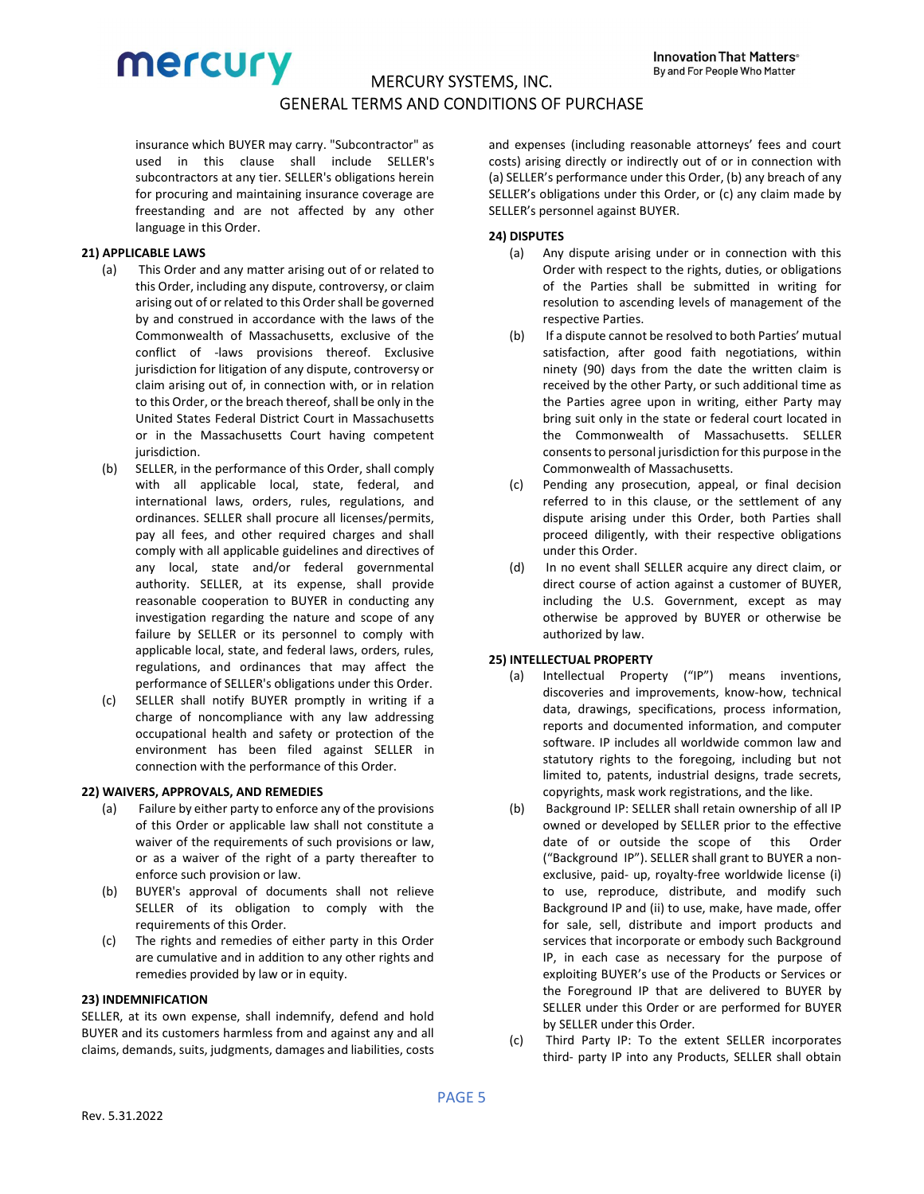insurance which BUYER may carry. "Subcontractor" as used in this clause shall include SELLER's subcontractors at any tier. SELLER's obligations herein for procuring and maintaining insurance coverage are freestanding and are not affected by any other language in this Order.

**21) APPLICABLE LAWS**

(a) This Order and any matter arising out of or related to this Order, including any dispute, controversy, or claim arising out of or related to this Order shall be governed by and construed in accordance with the laws of the Commonwealth of Massachusetts, exclusive of the conflict of -laws provisions thereof. Exclusive jurisdiction for litigation of any dispute, controversy or claim arising out of, in connection with, or in relation to this Order, or the breach thereof, shall be only in the United States Federal District Court in Massachusetts or in the Massachusetts Court having competent jurisdiction.

(b) SELLER, in the performance of this Order, shall comply with all applicable local, state, federal, and international laws, orders, rules, regulations, and ordinances. SELLER shall procure all licenses/permits, pay all fees, and other required charges and shall comply with all applicable guidelines and directives of any local, state and/or federal governmental authority. SELLER, at its expense, shall provide reasonable cooperation to BUYER in conducting any investigation regarding the nature and scope of any failure by SELLER or its personnel to comply with applicable local, state, and federal laws, orders, rules, regulations, and ordinances that may affect the performance of SELLER's obligations under this Order.

(c) SELLER shall notify BUYER promptly in writing if a charge of noncompliance with any law addressing occupational health and safety or protection of the environment has been filed against SELLER in connection with the performance of this Order.

**22) WAIVERS, APPROVALS, AND REMEDIES**

(a) Failure by either party to enforce any of the provisions of this Order or applicable law shall not constitute a waiver of the requirements of such provisions or law, or as a waiver of the right of a party thereafter to enforce such provision or law.

(b) BUYER's approval of documents shall not relieve SELLER of its obligation to comply with the requirements of this Order.

(c) The rights and remedies of either party in this Order are cumulative and in addition to any other rights and remedies provided by law or in equity.

**23) INDEMNIFICATION**

SELLER, at its own expense, shall indemnify, defend and hold BUYER and its customers harmless from and against any and all claims, demands, suits, judgments, damages and liabilities, costs and expenses (including reasonable attorneys' fees and court costs) arising directly or indirectly out of or in connection with (a) SELLER's performance under this Order, (b) any breach of any SELLER's obligations under this Order, or (c) any claim made by SELLER's personnel against BUYER.

**24) DISPUTES**

(a) Any dispute arising under or in connection with this Order with respect to the rights, duties, or obligations of the Parties shall be submitted in writing for resolution to ascending levels of management of the respective Parties.

(b) If a dispute cannot be resolved to both Parties' mutual satisfaction, after good faith negotiations, within ninety (90) days from the date the written claim is received by the other Party, or such additional time as the Parties agree upon in writing, either Party may bring suit only in the state or federal court located in the Commonwealth of Massachusetts. SELLER consents to personal jurisdiction for this purpose in the Commonwealth of Massachusetts.

(c) Pending any prosecution, appeal, or final decision referred to in this clause, or the settlement of any dispute arising under this Order, both Parties shall proceed diligently, with their respective obligations under this Order.

(d) In no event shall SELLER acquire any direct claim, or direct course of action against a customer of BUYER, including the U.S. Government, except as may otherwise be approved by BUYER or otherwise be authorized by law.

**25) INTELLECTUAL PROPERTY**

(a) Intellectual Property ("IP") means inventions, discoveries and improvements, know-how, technical data, drawings, specifications, process information, reports and documented information, and computer software. IP includes all worldwide common law and statutory rights to the foregoing, including but not limited to, patents, industrial designs, trade secrets, copyrights, mask work registrations, and the like.

(b) Background IP: SELLER shall retain ownership of all IP owned or developed by SELLER prior to the effective date of or outside the scope of this Order ("Background IP"). SELLER shall grant to BUYER a non-exclusive, paid- up, royalty-free worldwide license (i) to use, reproduce, distribute, and modify such Background IP and (ii) to use, make, have made, offer for sale, sell, distribute and import products and services that incorporate or embody such Background IP, in each case as necessary for the purpose of exploiting BUYER's use of the Products or Services or the Foreground IP that are delivered to BUYER by SELLER under this Order or are performed for BUYER by SELLER under this Order.

(c) Third Party IP: To the extent SELLER incorporates third- party IP into any Products, SELLER shall obtain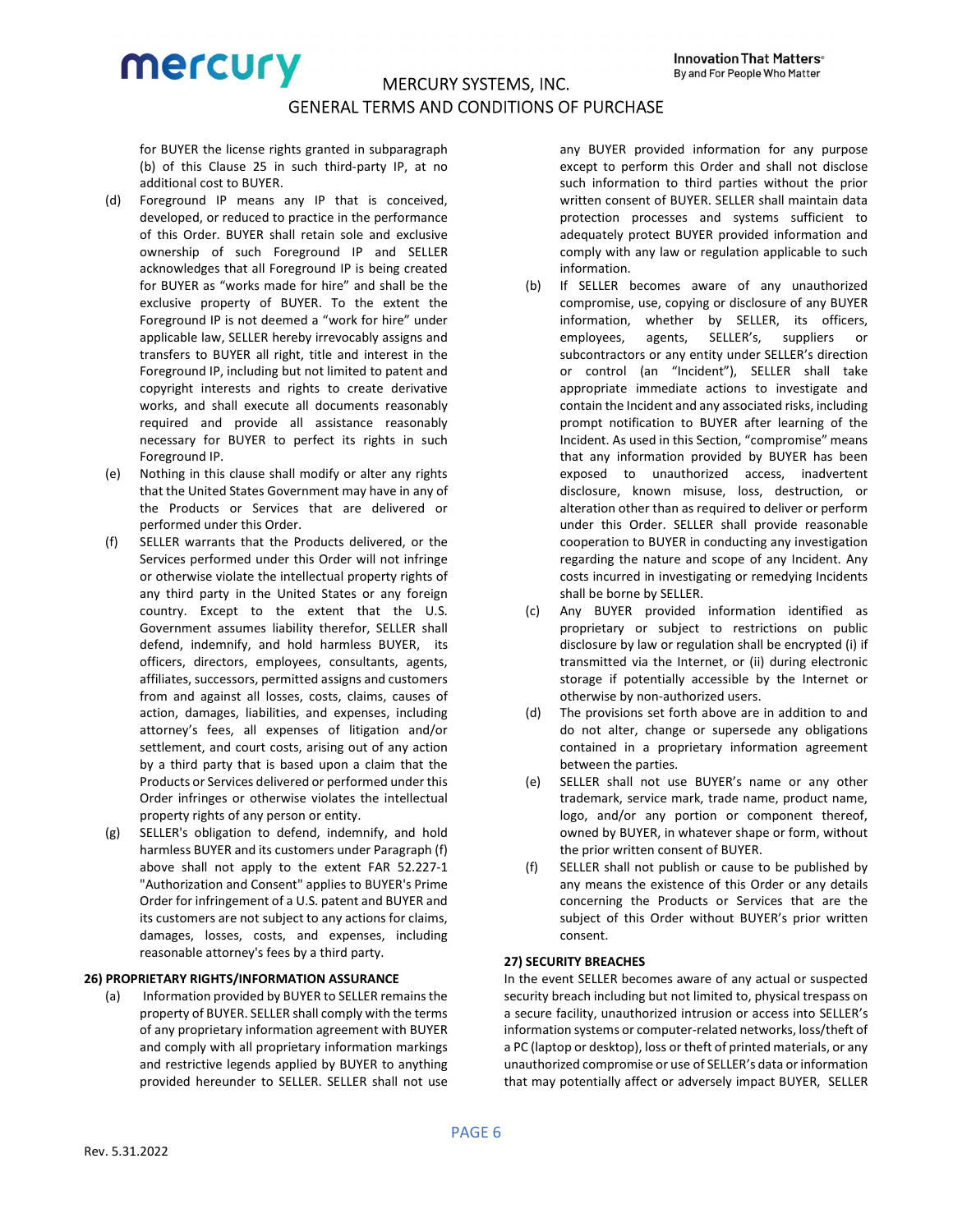for BUYER the license rights granted in subparagraph (b) of this Clause 25 in such third-party IP, at no additional cost to BUYER.

(d) Foreground IP means any IP that is conceived, developed, or reduced to practice in the performance of this Order. BUYER shall retain sole and exclusive ownership of such Foreground IP and SELLER acknowledges that all Foreground IP is being created for BUYER as "works made for hire" and shall be the exclusive property of BUYER. To the extent the Foreground IP is not deemed a "work for hire" under applicable law, SELLER hereby irrevocably assigns and transfers to BUYER all right, title and interest in the Foreground IP, including but not limited to patent and copyright interests and rights to create derivative works, and shall execute all documents reasonably required and provide all assistance reasonably necessary for BUYER to perfect its rights in such Foreground IP.

(e) Nothing in this clause shall modify or alter any rights that the United States Government may have in any of the Products or Services that are delivered or performed under this Order.

(f) SELLER warrants that the Products delivered, or the Services performed under this Order will not infringe or otherwise violate the intellectual property rights of any third party in the United States or any foreign country. Except to the extent that the U.S. Government assumes liability therefor, SELLER shall defend, indemnify, and hold harmless BUYER, its officers, directors, employees, consultants, agents, affiliates, successors, permitted assigns and customers from and against all losses, costs, claims, causes of action, damages, liabilities, and expenses, including attorney's fees, all expenses of litigation and/or settlement, and court costs, arising out of any action by a third party that is based upon a claim that the Products or Services delivered or performed under this Order infringes or otherwise violates the intellectual property rights of any person or entity.

(g) SELLER's obligation to defend, indemnify, and hold harmless BUYER and its customers under Paragraph (f) above shall not apply to the extent FAR 52.227-1 "Authorization and Consent" applies to BUYER's Prime Order for infringement of a U.S. patent and BUYER and its customers are not subject to any actions for claims, damages, losses, costs, and expenses, including reasonable attorney's fees by a third party.

**26) PROPRIETARY RIGHTS/INFORMATION ASSURANCE**

(a) Information provided by BUYER to SELLER remains the property of BUYER. SELLER shall comply with the terms of any proprietary information agreement with BUYER and comply with all proprietary information markings and restrictive legends applied by BUYER to anything provided hereunder to SELLER. SELLER shall not use any BUYER provided information for any purpose except to perform this Order and shall not disclose such information to third parties without the prior written consent of BUYER. SELLER shall maintain data protection processes and systems sufficient to adequately protect BUYER provided information and comply with any law or regulation applicable to such information.

(b) If SELLER becomes aware of any unauthorized compromise, use, copying or disclosure of any BUYER information, whether by SELLER, its officers, employees, agents, SELLER's, suppliers or subcontractors or any entity under SELLER's direction or control (an "Incident"), SELLER shall take appropriate immediate actions to investigate and contain the Incident and any associated risks, including prompt notification to BUYER after learning of the Incident. As used in this Section, "compromise" means that any information provided by BUYER has been exposed to unauthorized access, inadvertent disclosure, known misuse, loss, destruction, or alteration other than as required to deliver or perform under this Order. SELLER shall provide reasonable cooperation to BUYER in conducting any investigation regarding the nature and scope of any Incident. Any costs incurred in investigating or remedying Incidents shall be borne by SELLER.

(c) Any BUYER provided information identified as proprietary or subject to restrictions on public disclosure by law or regulation shall be encrypted (i) if transmitted via the Internet, or (ii) during electronic storage if potentially accessible by the Internet or otherwise by non-authorized users.

(d) The provisions set forth above are in addition to and do not alter, change or supersede any obligations contained in a proprietary information agreement between the parties.

(e) SELLER shall not use BUYER's name or any other trademark, service mark, trade name, product name, logo, and/or any portion or component thereof, owned by BUYER, in whatever shape or form, without the prior written consent of BUYER.

(f) SELLER shall not publish or cause to be published by any means the existence of this Order or any details concerning the Products or Services that are the subject of this Order without BUYER's prior written consent.

**27) SECURITY BREACHES**

In the event SELLER becomes aware of any actual or suspected security breach including but not limited to, physical trespass on a secure facility, unauthorized intrusion or access into SELLER's information systems or computer-related networks, loss/theft of a PC (laptop or desktop), loss or theft of printed materials, or any unauthorized compromise or use of SELLER's data or information that may potentially affect or adversely impact BUYER, SELLER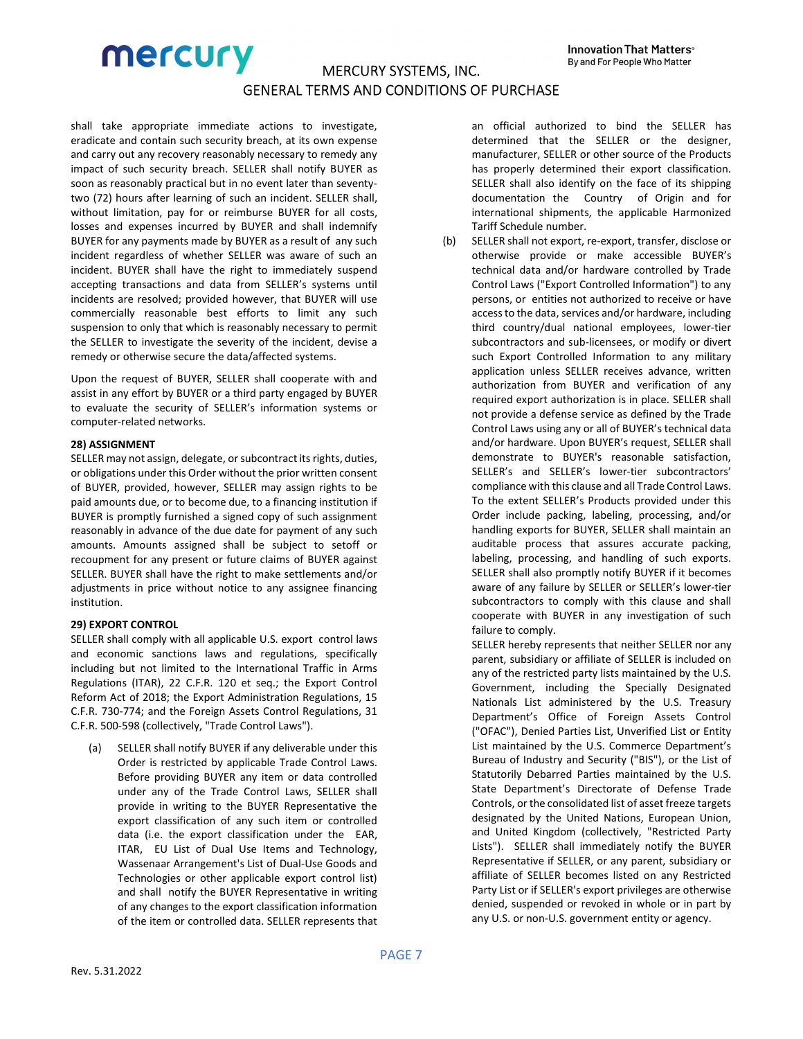shall take appropriate immediate actions to investigate, eradicate and contain such security breach, at its own expense and carry out any recovery reasonably necessary to remedy any impact of such security breach. SELLER shall notify BUYER as soon as reasonably practical but in no event later than seventy-two (72) hours after learning of such an incident. SELLER shall, without limitation, pay for or reimburse BUYER for all costs, losses and expenses incurred by BUYER and shall indemnify BUYER for any payments made by BUYER as a result of any such incident regardless of whether SELLER was aware of such an incident. BUYER shall have the right to immediately suspend accepting transactions and data from SELLER's systems until incidents are resolved; provided however, that BUYER will use commercially reasonable best efforts to limit any such suspension to only that which is reasonably necessary to permit the SELLER to investigate the severity of the incident, devise a remedy or otherwise secure the data/affected systems.

Upon the request of BUYER, SELLER shall cooperate with and assist in any effort by BUYER or a third party engaged by BUYER to evaluate the security of SELLER's information systems or computer-related networks.

**28) ASSIGNMENT**

SELLER may not assign, delegate, or subcontract its rights, duties, or obligations under this Order without the prior written consent of BUYER, provided, however, SELLER may assign rights to be paid amounts due, or to become due, to a financing institution if BUYER is promptly furnished a signed copy of such assignment reasonably in advance of the due date for payment of any such amounts. Amounts assigned shall be subject to setoff or recoupment for any present or future claims of BUYER against SELLER. BUYER shall have the right to make settlements and/or adjustments in price without notice to any assignee financing institution.

**29) EXPORT CONTROL**

SELLER shall comply with all applicable U.S. export control laws and economic sanctions laws and regulations, specifically including but not limited to the International Traffic in Arms Regulations (ITAR), 22 C.F.R. 120 et seq.; the Export Control Reform Act of 2018; the Export Administration Regulations, 15 C.F.R. 730-774; and the Foreign Assets Control Regulations, 31 C.F.R. 500-598 (collectively, "Trade Control Laws").

(a) SELLER shall notify BUYER if any deliverable under this Order is restricted by applicable Trade Control Laws. Before providing BUYER any item or data controlled under any of the Trade Control Laws, SELLER shall provide in writing to the BUYER Representative the export classification of any such item or controlled data (i.e. the export classification under the EAR, ITAR, EU List of Dual Use Items and Technology, Wassenaar Arrangement's List of Dual-Use Goods and Technologies or other applicable export control list) and shall notify the BUYER Representative in writing of any changes to the export classification information of the item or controlled data. SELLER represents that an official authorized to bind the SELLER has determined that the SELLER or the designer, manufacturer, SELLER or other source of the Products has properly determined their export classification. SELLER shall also identify on the face of its shipping documentation the Country of Origin and for international shipments, the applicable Harmonized Tariff Schedule number.

(b) SELLER shall not export, re-export, transfer, disclose or otherwise provide or make accessible BUYER's technical data and/or hardware controlled by Trade Control Laws ("Export Controlled Information") to any persons, or entities not authorized to receive or have access to the data, services and/or hardware, including third country/dual national employees, lower-tier subcontractors and sub-licensees, or modify or divert such Export Controlled Information to any military application unless SELLER receives advance, written authorization from BUYER and verification of any required export authorization is in place. SELLER shall not provide a defense service as defined by the Trade Control Laws using any or all of BUYER's technical data and/or hardware. Upon BUYER's request, SELLER shall demonstrate to BUYER's reasonable satisfaction, SELLER's and SELLER's lower-tier subcontractors' compliance with this clause and all Trade Control Laws. To the extent SELLER's Products provided under this Order include packing, labeling, processing, and/or handling exports for BUYER, SELLER shall maintain an auditable process that assures accurate packing, labeling, processing, and handling of such exports. SELLER shall also promptly notify BUYER if it becomes aware of any failure by SELLER or SELLER's lower-tier subcontractors to comply with this clause and shall cooperate with BUYER in any investigation of such failure to comply.

SELLER hereby represents that neither SELLER nor any parent, subsidiary or affiliate of SELLER is included on any of the restricted party lists maintained by the U.S. Government, including the Specially Designated Nationals List administered by the U.S. Treasury Department's Office of Foreign Assets Control ("OFAC"), Denied Parties List, Unverified List or Entity List maintained by the U.S. Commerce Department's Bureau of Industry and Security ("BIS"), or the List of Statutorily Debarred Parties maintained by the U.S. State Department's Directorate of Defense Trade Controls, or the consolidated list of asset freeze targets designated by the United Nations, European Union, and United Kingdom (collectively, "Restricted Party Lists"). SELLER shall immediately notify the BUYER Representative if SELLER, or any parent, subsidiary or affiliate of SELLER becomes listed on any Restricted Party List or if SELLER's export privileges are otherwise denied, suspended or revoked in whole or in part by any U.S. or non-U.S. government entity or agency.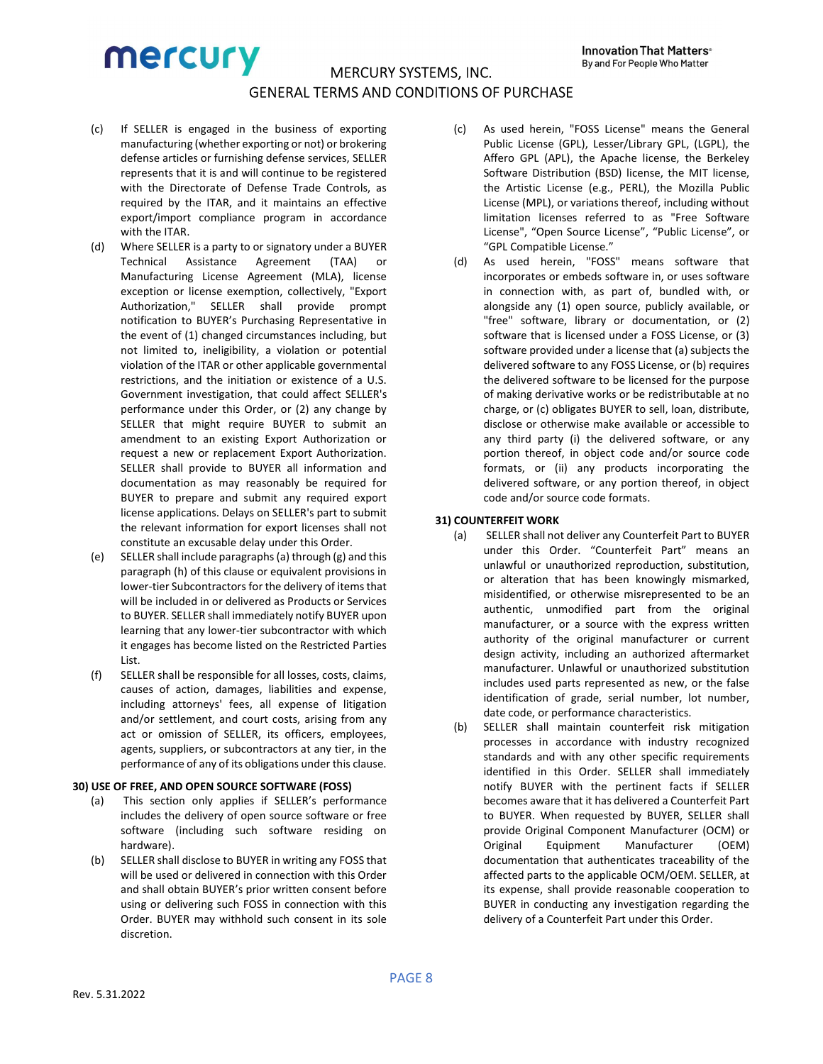(c) If SELLER is engaged in the business of exporting manufacturing (whether exporting or not) or brokering defense articles or furnishing defense services, SELLER represents that it is and will continue to be registered with the Directorate of Defense Trade Controls, as required by the ITAR, and it maintains an effective export/import compliance program in accordance with the ITAR.

(d) Where SELLER is a party to or signatory under a BUYER Technical Assistance Agreement (TAA) or Manufacturing License Agreement (MLA), license exception or license exemption, collectively, "Export Authorization," SELLER shall provide prompt notification to BUYER's Purchasing Representative in the event of (1) changed circumstances including, but not limited to, ineligibility, a violation or potential violation of the ITAR or other applicable governmental restrictions, and the initiation or existence of a U.S. Government investigation, that could affect SELLER's performance under this Order, or (2) any change by SELLER that might require BUYER to submit an amendment to an existing Export Authorization or request a new or replacement Export Authorization. SELLER shall provide to BUYER all information and documentation as may reasonably be required for BUYER to prepare and submit any required export license applications. Delays on SELLER's part to submit the relevant information for export licenses shall not constitute an excusable delay under this Order.

(e) SELLER shall include paragraphs (a) through (g) and this paragraph (h) of this clause or equivalent provisions in lower-tier Subcontractors for the delivery of items that will be included in or delivered as Products or Services to BUYER. SELLER shall immediately notify BUYER upon learning that any lower-tier subcontractor with which it engages has become listed on the Restricted Parties List.

(f) SELLER shall be responsible for all losses, costs, claims, causes of action, damages, liabilities and expense, including attorneys' fees, all expense of litigation and/or settlement, and court costs, arising from any act or omission of SELLER, its officers, employees, agents, suppliers, or subcontractors at any tier, in the performance of any of its obligations under this clause.

**30) USE OF FREE, AND OPEN SOURCE SOFTWARE (FOSS)**

(a) This section only applies if SELLER's performance includes the delivery of open source software or free software (including such software residing on hardware).

(b) SELLER shall disclose to BUYER in writing any FOSS that will be used or delivered in connection with this Order and shall obtain BUYER's prior written consent before using or delivering such FOSS in connection with this Order. BUYER may withhold such consent in its sole discretion.

(c) As used herein, "FOSS License" means the General Public License (GPL), Lesser/Library GPL, (LGPL), the Affero GPL (APL), the Apache license, the Berkeley Software Distribution (BSD) license, the MIT license, the Artistic License (e.g., PERL), the Mozilla Public License (MPL), or variations thereof, including without limitation licenses referred to as "Free Software License", "Open Source License", "Public License", or "GPL Compatible License."

(d) As used herein, "FOSS" means software that incorporates or embeds software in, or uses software in connection with, as part of, bundled with, or alongside any (1) open source, publicly available, or "free" software, library or documentation, or (2) software that is licensed under a FOSS License, or (3) software provided under a license that (a) subjects the delivered software to any FOSS License, or (b) requires the delivered software to be licensed for the purpose of making derivative works or be redistributable at no charge, or (c) obligates BUYER to sell, loan, distribute, disclose or otherwise make available or accessible to any third party (i) the delivered software, or any portion thereof, in object code and/or source code formats, or (ii) any products incorporating the delivered software, or any portion thereof, in object code and/or source code formats.

**31) COUNTERFEIT WORK**

(a) SELLER shall not deliver any Counterfeit Part to BUYER under this Order. "Counterfeit Part" means an unlawful or unauthorized reproduction, substitution, or alteration that has been knowingly mismarked, misidentified, or otherwise misrepresented to be an authentic, unmodified part from the original manufacturer, or a source with the express written authority of the original manufacturer or current design activity, including an authorized aftermarket manufacturer. Unlawful or unauthorized substitution includes used parts represented as new, or the false identification of grade, serial number, lot number, date code, or performance characteristics.

(b) SELLER shall maintain counterfeit risk mitigation processes in accordance with industry recognized standards and with any other specific requirements identified in this Order. SELLER shall immediately notify BUYER with the pertinent facts if SELLER becomes aware that it has delivered a Counterfeit Part to BUYER. When requested by BUYER, SELLER shall provide Original Component Manufacturer (OCM) or Original Equipment Manufacturer (OEM) documentation that authenticates traceability of the affected parts to the applicable OCM/OEM. SELLER, at its expense, shall provide reasonable cooperation to BUYER in conducting any investigation regarding the delivery of a Counterfeit Part under this Order.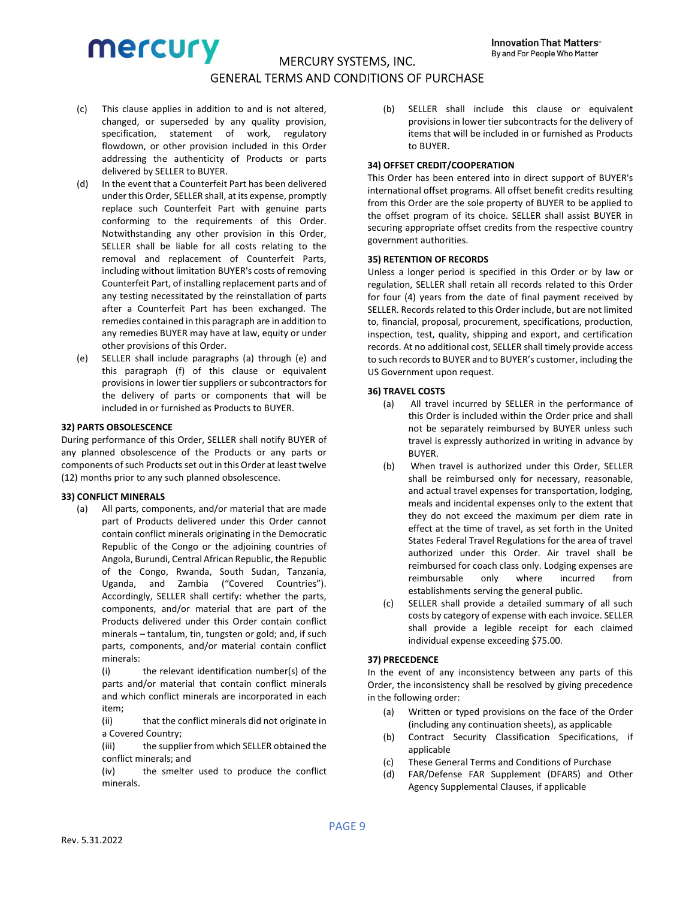(c) This clause applies in addition to and is not altered, changed, or superseded by any quality provision, specification, statement of work, regulatory flowdown, or other provision included in this Order addressing the authenticity of Products or parts delivered by SELLER to BUYER.

(d) In the event that a Counterfeit Part has been delivered under this Order, SELLER shall, at its expense, promptly replace such Counterfeit Part with genuine parts conforming to the requirements of this Order. Notwithstanding any other provision in this Order, SELLER shall be liable for all costs relating to the removal and replacement of Counterfeit Parts, including without limitation BUYER's costs of removing Counterfeit Part, of installing replacement parts and of any testing necessitated by the reinstallation of parts after a Counterfeit Part has been exchanged. The remedies contained in this paragraph are in addition to any remedies BUYER may have at law, equity or under other provisions of this Order.

(e) SELLER shall include paragraphs (a) through (e) and this paragraph (f) of this clause or equivalent provisions in lower tier suppliers or subcontractors for the delivery of parts or components that will be included in or furnished as Products to BUYER.

**32) PARTS OBSOLESCENCE**

During performance of this Order, SELLER shall notify BUYER of any planned obsolescence of the Products or any parts or components of such Products set out in this Order at least twelve (12) months prior to any such planned obsolescence.

**33) CONFLICT MINERALS**

(a) All parts, components, and/or material that are made part of Products delivered under this Order cannot contain conflict minerals originating in the Democratic Republic of the Congo or the adjoining countries of Angola, Burundi, Central African Republic, the Republic of the Congo, Rwanda, South Sudan, Tanzania, Uganda, and Zambia ("Covered Countries"). Accordingly, SELLER shall certify: whether the parts, components, and/or material that are part of the Products delivered under this Order contain conflict minerals – tantalum, tin, tungsten or gold; and, if such parts, components, and/or material contain conflict minerals:

(i) the relevant identification number(s) of the parts and/or material that contain conflict minerals and which conflict minerals are incorporated in each item;

(ii) that the conflict minerals did not originate in a Covered Country;

(iii) the supplier from which SELLER obtained the conflict minerals; and

(iv) the smelter used to produce the conflict minerals.

(b) SELLER shall include this clause or equivalent provisions in lower tier subcontracts for the delivery of items that will be included in or furnished as Products to BUYER.

**34) OFFSET CREDIT/COOPERATION**

This Order has been entered into in direct support of BUYER's international offset programs. All offset benefit credits resulting from this Order are the sole property of BUYER to be applied to the offset program of its choice. SELLER shall assist BUYER in securing appropriate offset credits from the respective country government authorities.

**35) RETENTION OF RECORDS**

Unless a longer period is specified in this Order or by law or regulation, SELLER shall retain all records related to this Order for four (4) years from the date of final payment received by SELLER. Records related to this Order include, but are not limited to, financial, proposal, procurement, specifications, production, inspection, test, quality, shipping and export, and certification records. At no additional cost, SELLER shall timely provide access to such records to BUYER and to BUYER's customer, including the US Government upon request.

**36) TRAVEL COSTS**

(a) All travel incurred by SELLER in the performance of this Order is included within the Order price and shall not be separately reimbursed by BUYER unless such travel is expressly authorized in writing in advance by BUYER.

(b) When travel is authorized under this Order, SELLER shall be reimbursed only for necessary, reasonable, and actual travel expenses for transportation, lodging, meals and incidental expenses only to the extent that they do not exceed the maximum per diem rate in effect at the time of travel, as set forth in the United States Federal Travel Regulations for the area of travel authorized under this Order. Air travel shall be reimbursed for coach class only. Lodging expenses are reimbursable only where incurred from establishments serving the general public.

(c) SELLER shall provide a detailed summary of all such costs by category of expense with each invoice. SELLER shall provide a legible receipt for each claimed individual expense exceeding $75.00.

**37) PRECEDENCE**

In the event of any inconsistency between any parts of this Order, the inconsistency shall be resolved by giving precedence in the following order:

(a) Written or typed provisions on the face of the Order (including any continuation sheets), as applicable

(b) Contract Security Classification Specifications, if applicable

(c) These General Terms and Conditions of Purchase

(d) FAR/Defense FAR Supplement (DFARS) and Other Agency Supplemental Clauses, if applicable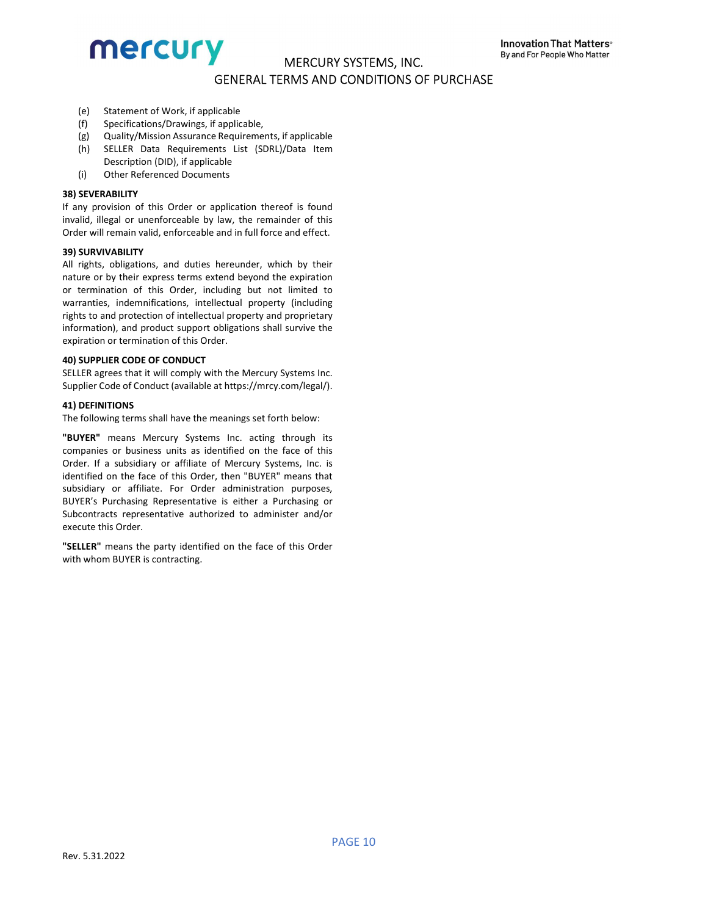(e) Statement of Work, if applicable
(f) Specifications/Drawings, if applicable,
(g) Quality/Mission Assurance Requirements, if applicable
(h) SELLER Data Requirements List (SDRL)/Data Item Description (DID), if applicable
(i) Other Referenced Documents

**38) SEVERABILITY**

If any provision of this Order or application thereof is found invalid, illegal or unenforceable by law, the remainder of this Order will remain valid, enforceable and in full force and effect.

**39) SURVIVABILITY**

All rights, obligations, and duties hereunder, which by their nature or by their express terms extend beyond the expiration or termination of this Order, including but not limited to warranties, indemnifications, intellectual property (including rights to and protection of intellectual property and proprietary information), and product support obligations shall survive the expiration or termination of this Order.

**40) SUPPLIER CODE OF CONDUCT**

SELLER agrees that it will comply with the Mercury Systems Inc. Supplier Code of Conduct (available at https://mrcy.com/legal/).

**41) DEFINITIONS**

The following terms shall have the meanings set forth below:

**"BUYER"** means Mercury Systems Inc. acting through its companies or business units as identified on the face of this Order. If a subsidiary or affiliate of Mercury Systems, Inc. is identified on the face of this Order, then "BUYER" means that subsidiary or affiliate. For Order administration purposes, BUYER's Purchasing Representative is either a Purchasing or Subcontracts representative authorized to administer and/or execute this Order.

**"SELLER"** means the party identified on the face of this Order with whom BUYER is contracting.